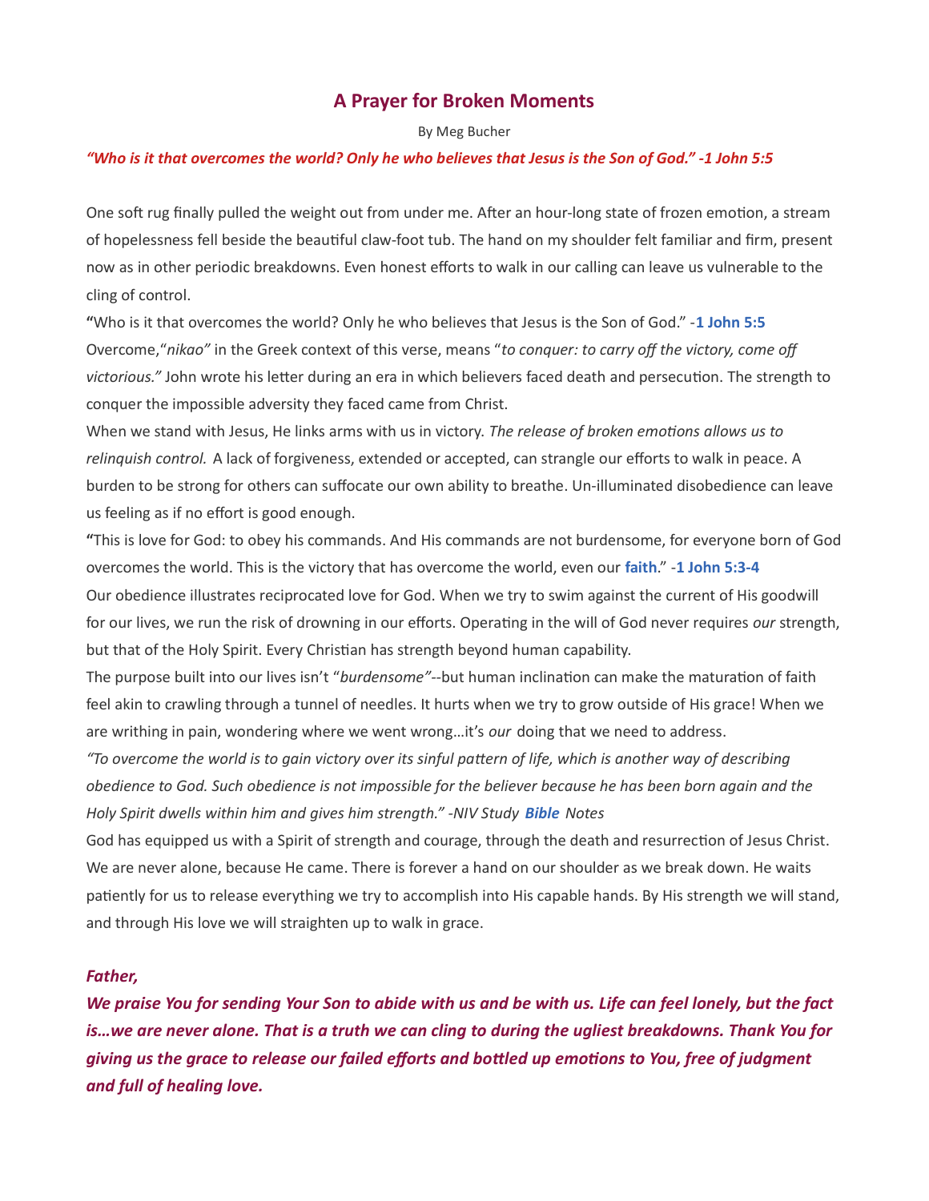# A Prayer for Broken Moments

By Meg Bucher

***"Who is it that overcomes the world? Only he who believes that Jesus is the Son of God." -1 John 5:5***

One soft rug finally pulled the weight out from under me. After an hour-long state of frozen emotion, a stream of hopelessness fell beside the beautiful claw-foot tub. The hand on my shoulder felt familiar and firm, present now as in other periodic breakdowns. Even honest efforts to walk in our calling can leave us vulnerable to the cling of control.

**"**Who is it that overcomes the world? Only he who believes that Jesus is the Son of God." -**1 John 5:5**

Overcome,"*nikao"* in the Greek context of this verse, means "*to conquer: to carry off the victory, come off victorious."* John wrote his letter during an era in which believers faced death and persecution. The strength to conquer the impossible adversity they faced came from Christ.

When we stand with Jesus, He links arms with us in victory. *The release of broken emotions allows us to relinquish control.* A lack of forgiveness, extended or accepted, can strangle our efforts to walk in peace. A burden to be strong for others can suffocate our own ability to breathe. Un-illuminated disobedience can leave us feeling as if no effort is good enough.

**"**This is love for God: to obey his commands. And His commands are not burdensome, for everyone born of God overcomes the world. This is the victory that has overcome the world, even our **faith**." -**1 John 5:3-4**

Our obedience illustrates reciprocated love for God. When we try to swim against the current of His goodwill for our lives, we run the risk of drowning in our efforts. Operating in the will of God never requires *our* strength, but that of the Holy Spirit. Every Christian has strength beyond human capability.

The purpose built into our lives isn't "*burdensome"*--but human inclination can make the maturation of faith feel akin to crawling through a tunnel of needles. It hurts when we try to grow outside of His grace! When we are writhing in pain, wondering where we went wrong…it's *our* doing that we need to address.

*"To overcome the world is to gain victory over its sinful pattern of life, which is another way of describing obedience to God. Such obedience is not impossible for the believer because he has been born again and the Holy Spirit dwells within him and gives him strength." -NIV Study* ***Bible*** *Notes*

God has equipped us with a Spirit of strength and courage, through the death and resurrection of Jesus Christ. We are never alone, because He came. There is forever a hand on our shoulder as we break down. He waits patiently for us to release everything we try to accomplish into His capable hands. By His strength we will stand, and through His love we will straighten up to walk in grace.

***Father,***

***We praise You for sending Your Son to abide with us and be with us. Life can feel lonely, but the fact is…we are never alone. That is a truth we can cling to during the ugliest breakdowns. Thank You for giving us the grace to release our failed efforts and bottled up emotions to You, free of judgment and full of healing love.***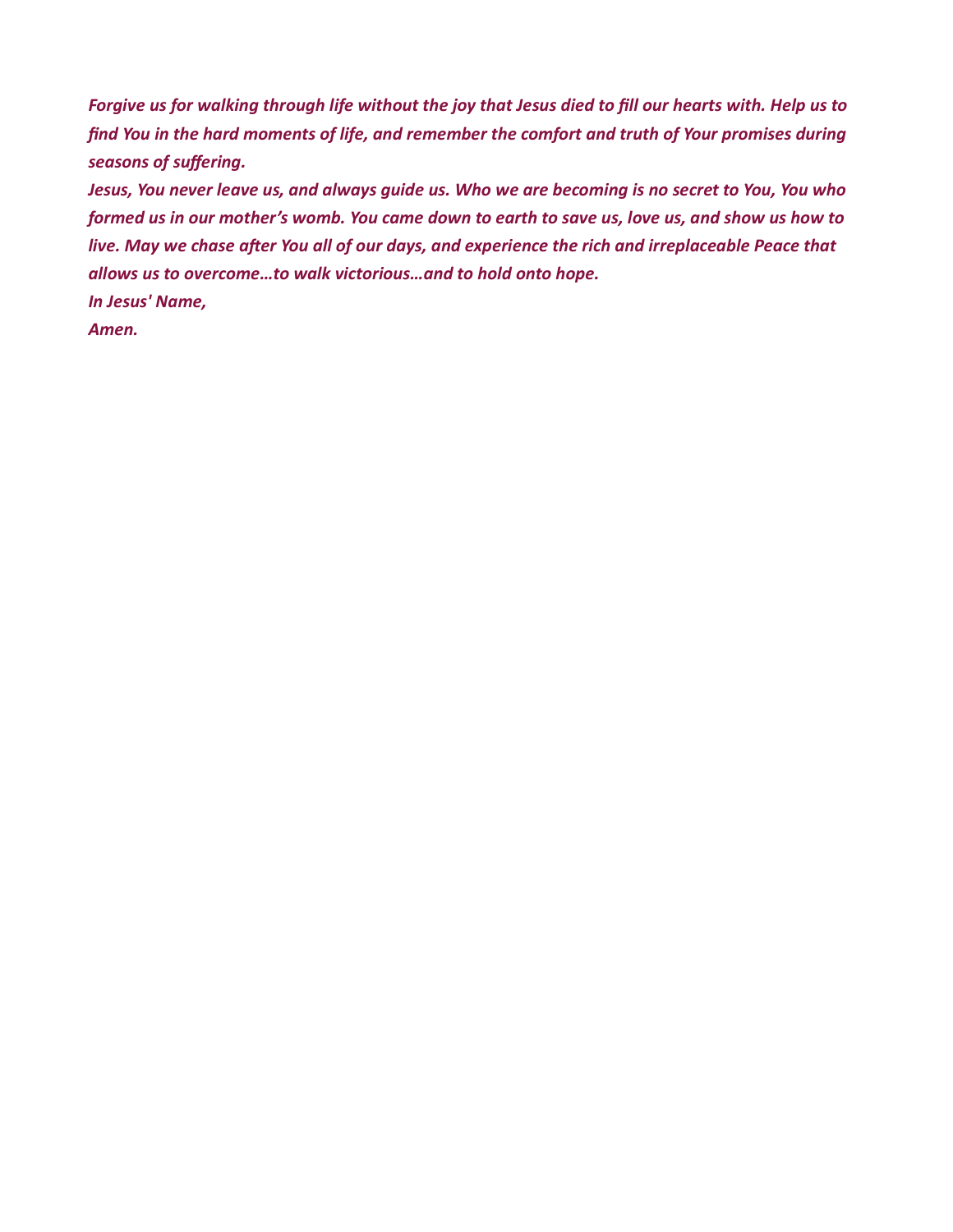*Forgive us for walking through life without the joy that Jesus died to fill our hearts with. Help us to find You in the hard moments of life, and remember the comfort and truth of Your promises during seasons of suffering.*

*Jesus, You never leave us, and always guide us. Who we are becoming is no secret to You, You who formed us in our mother's womb. You came down to earth to save us, love us, and show us how to live. May we chase after You all of our days, and experience the rich and irreplaceable Peace that allows us to overcome…to walk victorious…and to hold onto hope.*

*In Jesus' Name,*

*Amen.*